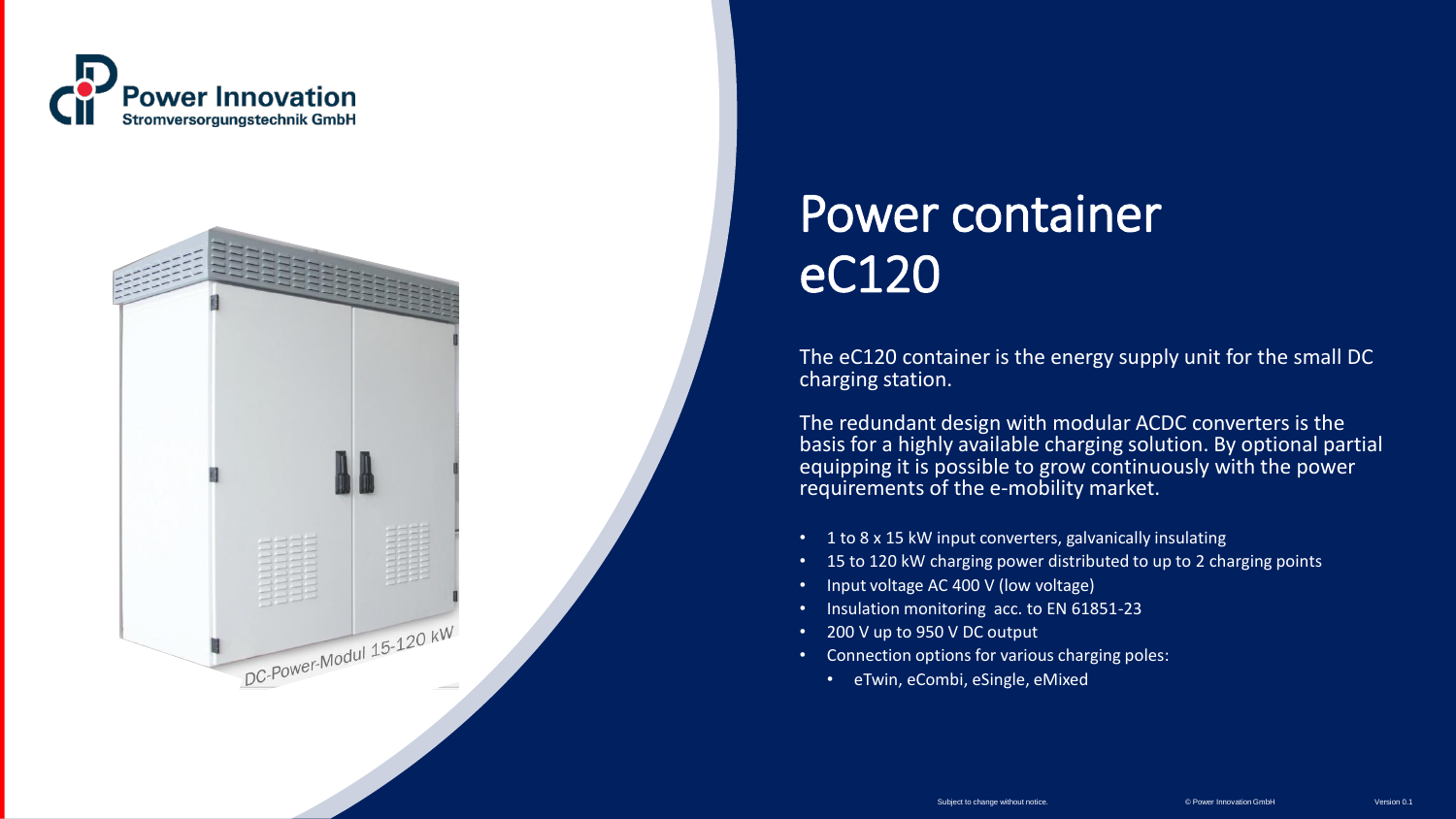Power Innovation
Stromversorgungstechnik GmbH

# Power container eC120

The eC120 container is the energy supply unit for the small DC charging station.

The redundant design with modular ACDC converters is the basis for a highly available charging solution. By optional partial equipping it is possible to grow continuously with the power requirements of the e-mobility market.

- 1 to 8 x 15 kW input converters, galvanically insulating
- 15 to 120 kW charging power distributed to up to 2 charging points
- Input voltage AC 400 V (low voltage)
- Insulation monitoring acc. to EN 61851-23
- 200 V up to 950 V DC output
- Connection options for various charging poles:
  - eTwin, eCombi, eSingle, eMixed

Subject to change without notice.

© Power Innovation GmbH

Version 0.1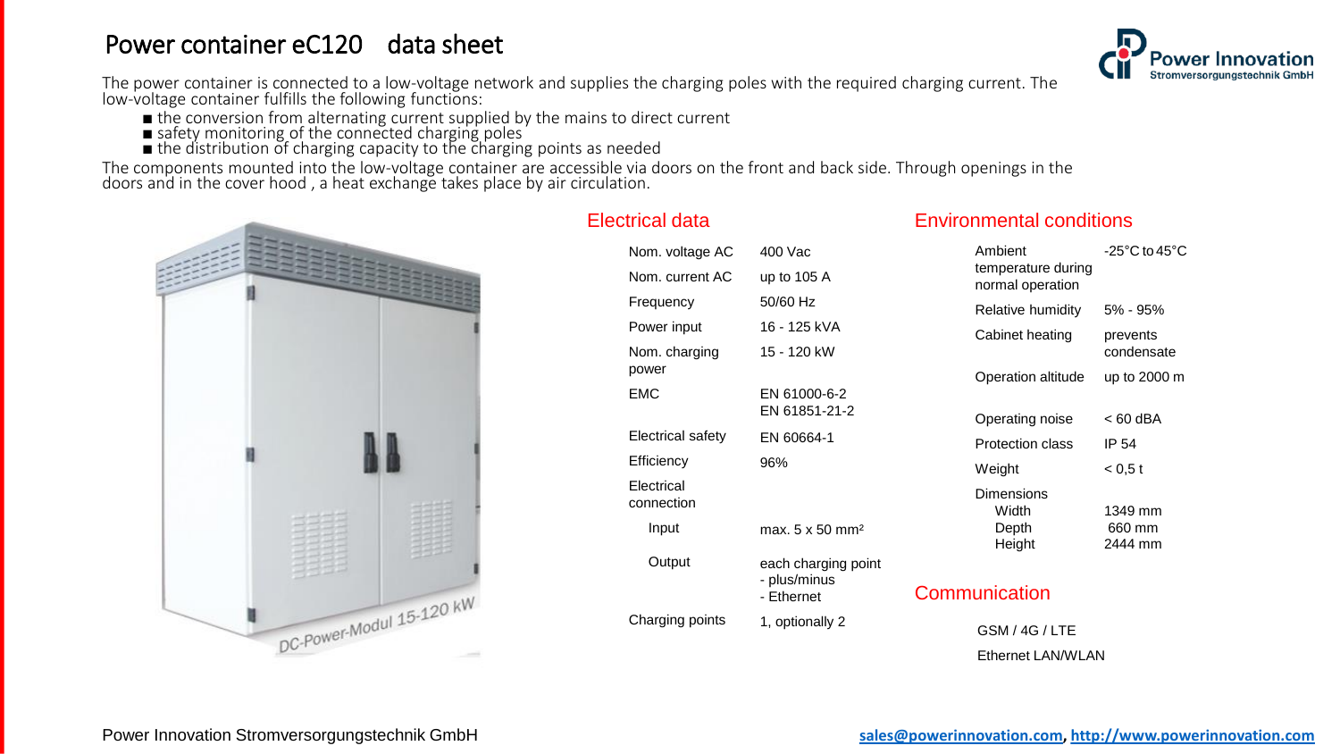# Power container eC120 data sheet

The power container is connected to a low-voltage network and supplies the charging poles with the required charging current. The low-voltage container fulfills the following functions:

- the conversion from alternating current supplied by the mains to direct current
- safety monitoring of the connected charging poles
- the distribution of charging capacity to the charging points as needed

The components mounted into the low-voltage container are accessible via doors on the front and back side. Through openings in the doors and in the cover hood , a heat exchange takes place by air circulation.

## Electrical data

| | |
|---|---|
| Nom. voltage AC | 400 Vac |
| Nom. current AC | up to 105 A |
| Frequency | 50/60 Hz |
| Power input | 16 - 125 kVA |
| Nom. charging power | 15 - 120 kW |
| EMC | EN 61000-6-2<br>EN 61851-21-2 |
| Electrical safety | EN 60664-1 |
| Efficiency | 96% |
| Electrical connection | |
| Input | max. 5 x 50 mm² |
| Output | each charging point<br>- plus/minus<br>- Ethernet |
| Charging points | 1, optionally 2 |

## Environmental conditions

| | |
|---|---|
| Ambient temperature during normal operation | -25°C to 45°C |
| Relative humidity | 5% - 95% |
| Cabinet heating | prevents condensate |
| Operation altitude | up to 2000 m |
| Operating noise | < 60 dBA |
| Protection class | IP 54 |
| Weight | < 0,5 t |
| Dimensions | |
| Width | 1349 mm |
| Depth | 660 mm |
| Height | 2444 mm |

## Communication

GSM / 4G / LTE

Ethernet LAN/WLAN

Power Innovation Stromversorgungstechnik GmbH

sales@powerinnovation.com, http://www.powerinnovation.com